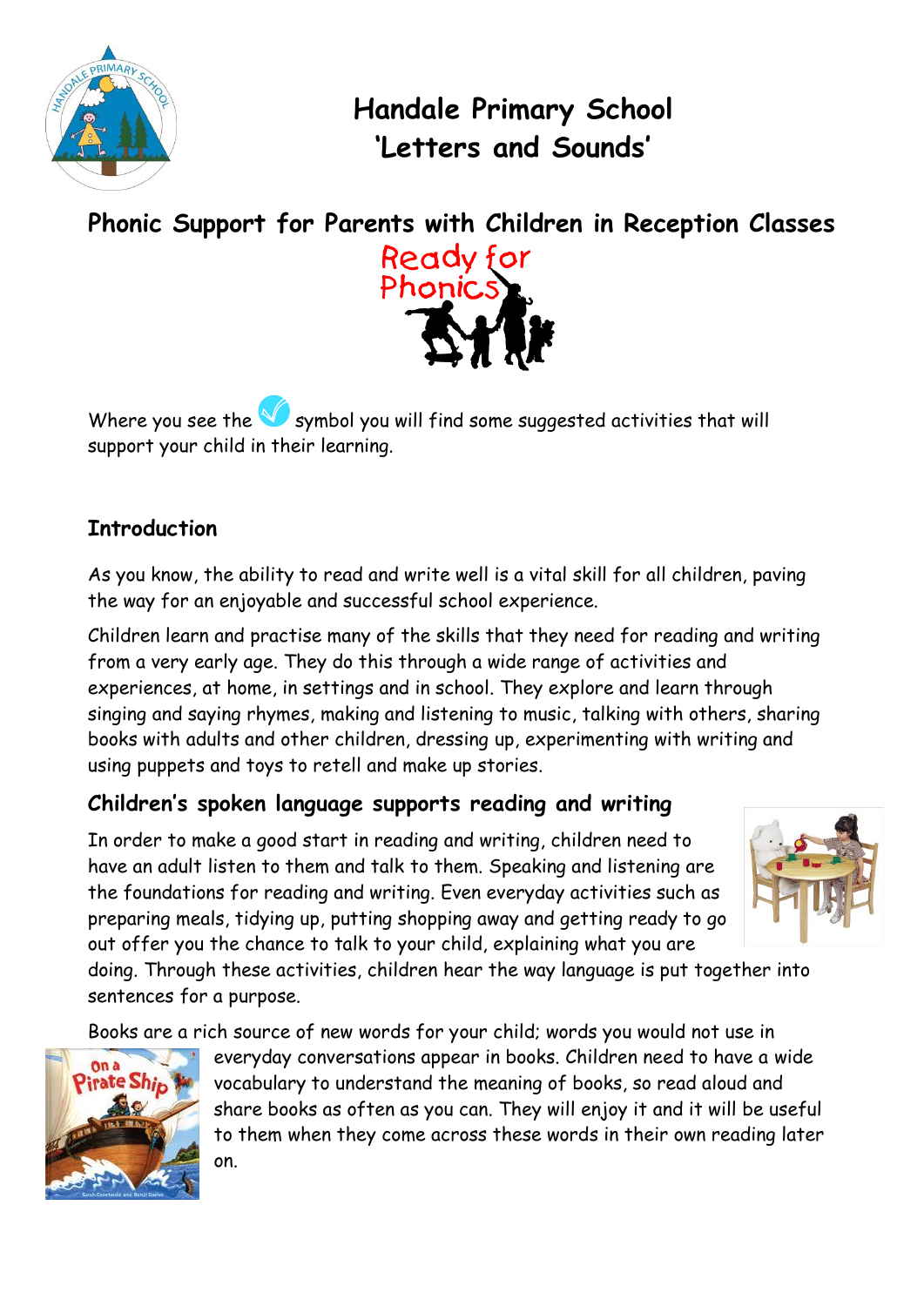# Handale Primary School
# 'Letters and Sounds'

## Phonic Support for Parents with Children in Reception Classes

Ready for Phonics

Where you see the ✓ symbol you will find some suggested activities that will support your child in their learning.

## Introduction

As you know, the ability to read and write well is a vital skill for all children, paving the way for an enjoyable and successful school experience.

Children learn and practise many of the skills that they need for reading and writing from a very early age. They do this through a wide range of activities and experiences, at home, in settings and in school. They explore and learn through singing and saying rhymes, making and listening to music, talking with others, sharing books with adults and other children, dressing up, experimenting with writing and using puppets and toys to retell and make up stories.

## Children's spoken language supports reading and writing

In order to make a good start in reading and writing, children need to have an adult listen to them and talk to them. Speaking and listening are the foundations for reading and writing. Even everyday activities such as preparing meals, tidying up, putting shopping away and getting ready to go out offer you the chance to talk to your child, explaining what you are doing. Through these activities, children hear the way language is put together into sentences for a purpose.

Books are a rich source of new words for your child; words you would not use in everyday conversations appear in books. Children need to have a wide vocabulary to understand the meaning of books, so read aloud and share books as often as you can. They will enjoy it and it will be useful to them when they come across these words in their own reading later on.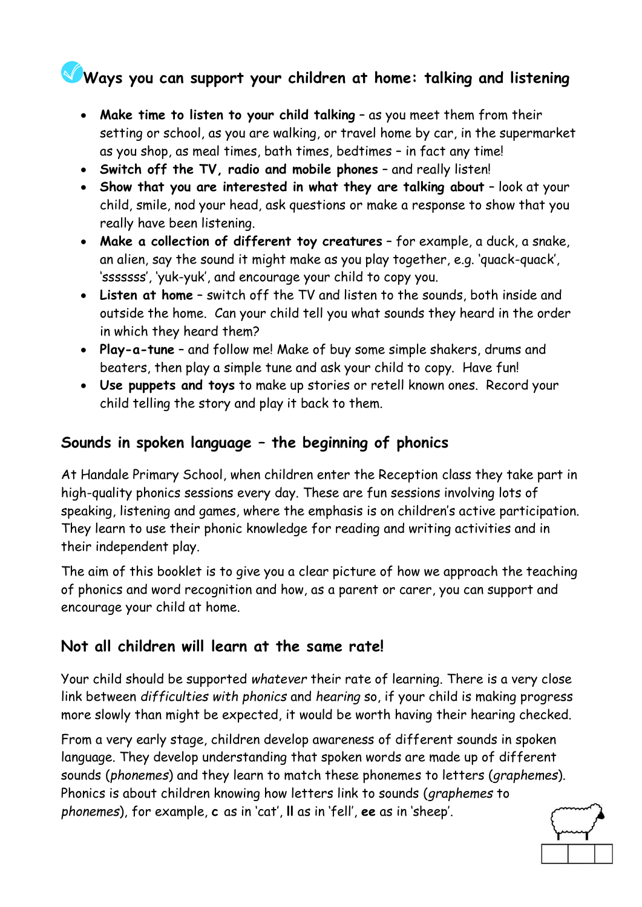## Ways you can support your children at home: talking and listening

- **Make time to listen to your child talking** – as you meet them from their setting or school, as you are walking, or travel home by car, in the supermarket as you shop, as meal times, bath times, bedtimes – in fact any time!
- **Switch off the TV, radio and mobile phones** – and really listen!
- **Show that you are interested in what they are talking about** – look at your child, smile, nod your head, ask questions or make a response to show that you really have been listening.
- **Make a collection of different toy creatures** – for example, a duck, a snake, an alien, say the sound it might make as you play together, e.g. 'quack-quack', 'sssssss', 'yuk-yuk', and encourage your child to copy you.
- **Listen at home** – switch off the TV and listen to the sounds, both inside and outside the home. Can your child tell you what sounds they heard in the order in which they heard them?
- **Play-a-tune** – and follow me! Make of buy some simple shakers, drums and beaters, then play a simple tune and ask your child to copy. Have fun!
- **Use puppets and toys** to make up stories or retell known ones. Record your child telling the story and play it back to them.

## Sounds in spoken language – the beginning of phonics

At Handale Primary School, when children enter the Reception class they take part in high-quality phonics sessions every day. These are fun sessions involving lots of speaking, listening and games, where the emphasis is on children's active participation. They learn to use their phonic knowledge for reading and writing activities and in their independent play.

The aim of this booklet is to give you a clear picture of how we approach the teaching of phonics and word recognition and how, as a parent or carer, you can support and encourage your child at home.

## Not all children will learn at the same rate!

Your child should be supported *whatever* their rate of learning. There is a very close link between *difficulties with phonics* and *hearing* so, if your child is making progress more slowly than might be expected, it would be worth having their hearing checked.

From a very early stage, children develop awareness of different sounds in spoken language. They develop understanding that spoken words are made up of different sounds (*phonemes*) and they learn to match these phonemes to letters (*graphemes*). Phonics is about children knowing how letters link to sounds (*graphemes* to *phonemes*), for example, **c** as in 'cat', **ll** as in 'fell', **ee** as in 'sheep'.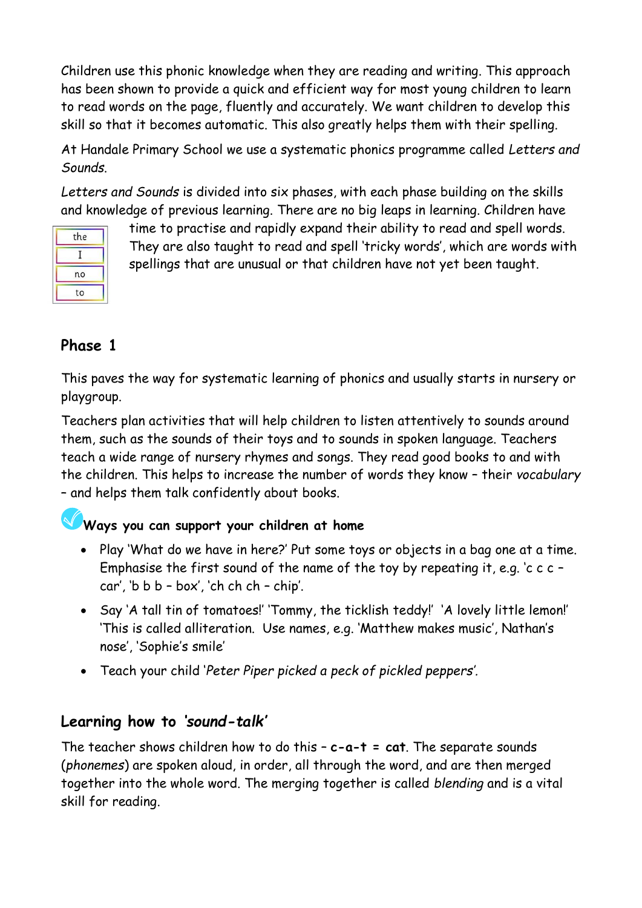Children use this phonic knowledge when they are reading and writing. This approach has been shown to provide a quick and efficient way for most young children to learn to read words on the page, fluently and accurately. We want children to develop this skill so that it becomes automatic. This also greatly helps them with their spelling.

At Handale Primary School we use a systematic phonics programme called *Letters and Sounds*.

*Letters and Sounds* is divided into six phases, with each phase building on the skills and knowledge of previous learning. There are no big leaps in learning. Children have time to practise and rapidly expand their ability to read and spell words. They are also taught to read and spell 'tricky words', which are words with spellings that are unusual or that children have not yet been taught.

the
I
no
to

## Phase 1

This paves the way for systematic learning of phonics and usually starts in nursery or playgroup.

Teachers plan activities that will help children to listen attentively to sounds around them, such as the sounds of their toys and to sounds in spoken language. Teachers teach a wide range of nursery rhymes and songs. They read good books to and with the children. This helps to increase the number of words they know – their *vocabulary* – and helps them talk confidently about books.

### Ways you can support your children at home

- Play 'What do we have in here?' Put some toys or objects in a bag one at a time. Emphasise the first sound of the name of the toy by repeating it, e.g. 'c c c – car', 'b b b – box', 'ch ch ch – chip'.
- Say 'A tall tin of tomatoes!' 'Tommy, the ticklish teddy!' 'A lovely little lemon!' 'This is called alliteration. Use names, e.g. 'Matthew makes music', Nathan's nose', 'Sophie's smile'
- Teach your child '*Peter Piper picked a peck of pickled peppers*'.

## Learning how to *'sound-talk'*

The teacher shows children how to do this – **c-a-t = cat**. The separate sounds (*phonemes*) are spoken aloud, in order, all through the word, and are then merged together into the whole word. The merging together is called *blending* and is a vital skill for reading.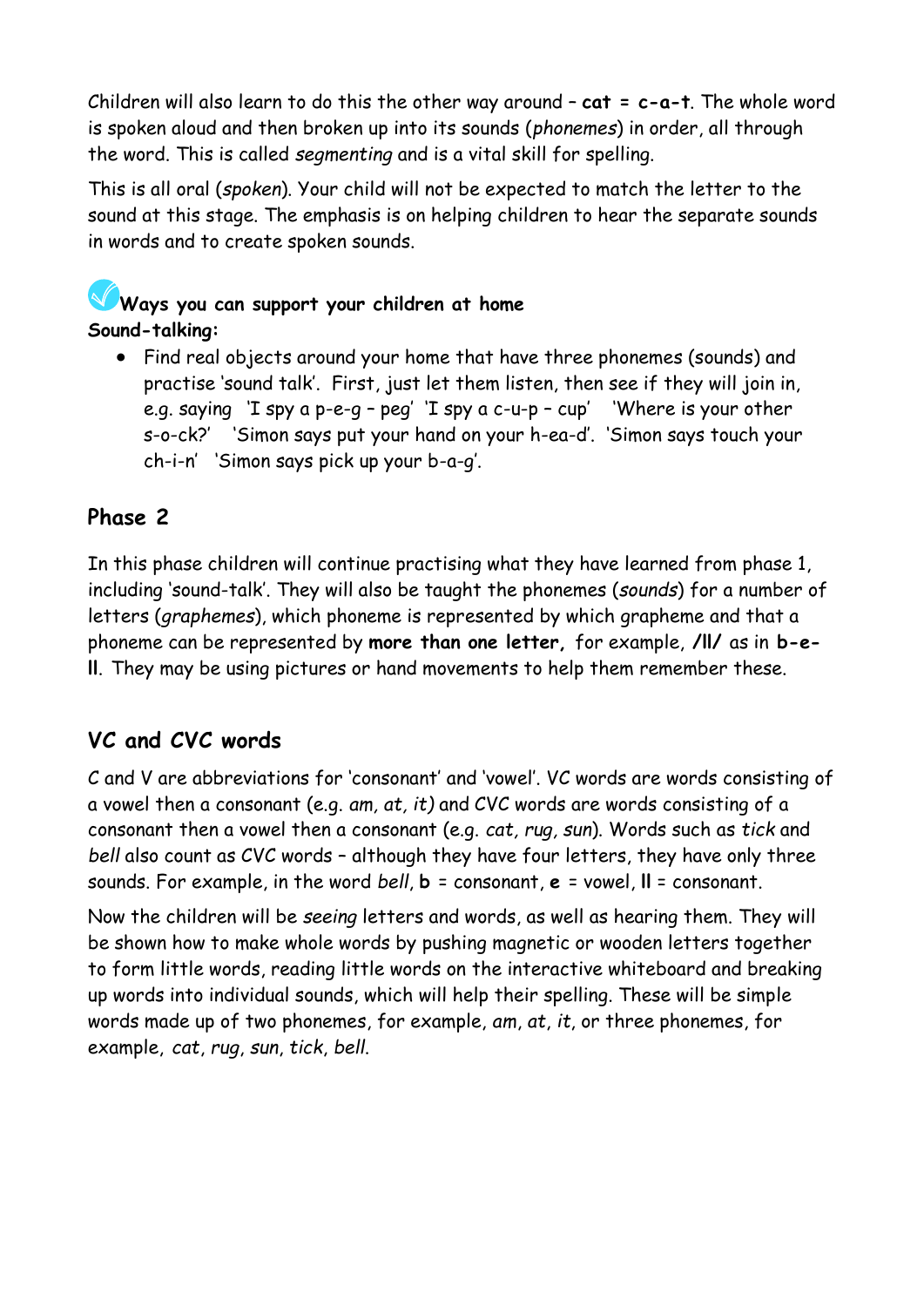Children will also learn to do this the other way around – **cat = c-a-t**. The whole word is spoken aloud and then broken up into its sounds (*phonemes*) in order, all through the word. This is called *segmenting* and is a vital skill for spelling.

This is all oral (*spoken*). Your child will not be expected to match the letter to the sound at this stage. The emphasis is on helping children to hear the separate sounds in words and to create spoken sounds.

**Ways you can support your children at home**

**Sound-talking:**

- Find real objects around your home that have three phonemes (sounds) and practise 'sound talk'. First, just let them listen, then see if they will join in, e.g. saying 'I spy a p-e-g – peg' 'I spy a c-u-p – cup' 'Where is your other s-o-ck?' 'Simon says put your hand on your h-ea-d'. 'Simon says touch your ch-i-n' 'Simon says pick up your b-a-g'.

## Phase 2

In this phase children will continue practising what they have learned from phase 1, including 'sound-talk'. They will also be taught the phonemes (*sounds*) for a number of letters (*graphemes*), which phoneme is represented by which grapheme and that a phoneme can be represented by **more than one letter,** for example, **/ll/** as in **b-e-ll**. They may be using pictures or hand movements to help them remember these.

## VC and CVC words

C and V are abbreviations for 'consonant' and 'vowel'. VC words are words consisting of a vowel then a consonant (e.g. *am, at, it)* and CVC words are words consisting of a consonant then a vowel then a consonant (e.g. *cat, rug, sun*). Words such as *tick* and *bell* also count as CVC words – although they have four letters, they have only three sounds. For example, in the word *bell*, **b** = consonant, **e** = vowel, **ll** = consonant.

Now the children will be *seeing* letters and words, as well as hearing them. They will be shown how to make whole words by pushing magnetic or wooden letters together to form little words, reading little words on the interactive whiteboard and breaking up words into individual sounds, which will help their spelling. These will be simple words made up of two phonemes, for example, *am*, *at*, *it*, or three phonemes, for example, *cat*, *rug*, *sun*, *tick*, *bell*.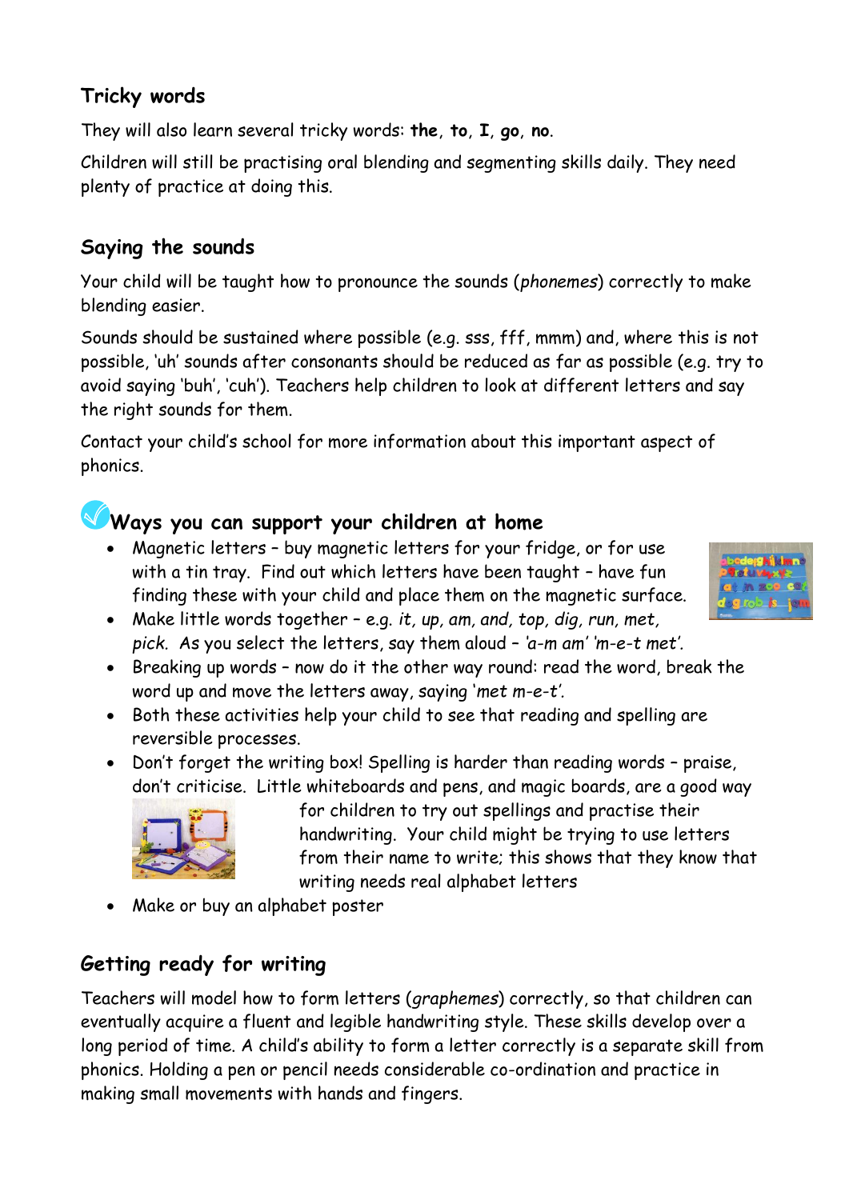## Tricky words

They will also learn several tricky words: **the**, **to**, **I**, **go**, **no**.

Children will still be practising oral blending and segmenting skills daily. They need plenty of practice at doing this.

## Saying the sounds

Your child will be taught how to pronounce the sounds (*phonemes*) correctly to make blending easier.

Sounds should be sustained where possible (e.g. sss, fff, mmm) and, where this is not possible, 'uh' sounds after consonants should be reduced as far as possible (e.g. try to avoid saying 'buh', 'cuh'). Teachers help children to look at different letters and say the right sounds for them.

Contact your child's school for more information about this important aspect of phonics.

## Ways you can support your children at home

- Magnetic letters – buy magnetic letters for your fridge, or for use with a tin tray. Find out which letters have been taught – have fun finding these with your child and place them on the magnetic surface.
- Make little words together – e.g. *it, up, am, and, top, dig, run, met, pick*. As you select the letters, say them aloud – *'a-m am' 'm-e-t met'*.
- Breaking up words – now do it the other way round: read the word, break the word up and move the letters away, saying '*met m-e-t*'.
- Both these activities help your child to see that reading and spelling are reversible processes.
- Don't forget the writing box! Spelling is harder than reading words – praise, don't criticise. Little whiteboards and pens, and magic boards, are a good way for children to try out spellings and practise their handwriting. Your child might be trying to use letters from their name to write; this shows that they know that writing needs real alphabet letters
- Make or buy an alphabet poster

## Getting ready for writing

Teachers will model how to form letters (*graphemes*) correctly, so that children can eventually acquire a fluent and legible handwriting style. These skills develop over a long period of time. A child's ability to form a letter correctly is a separate skill from phonics. Holding a pen or pencil needs considerable co-ordination and practice in making small movements with hands and fingers.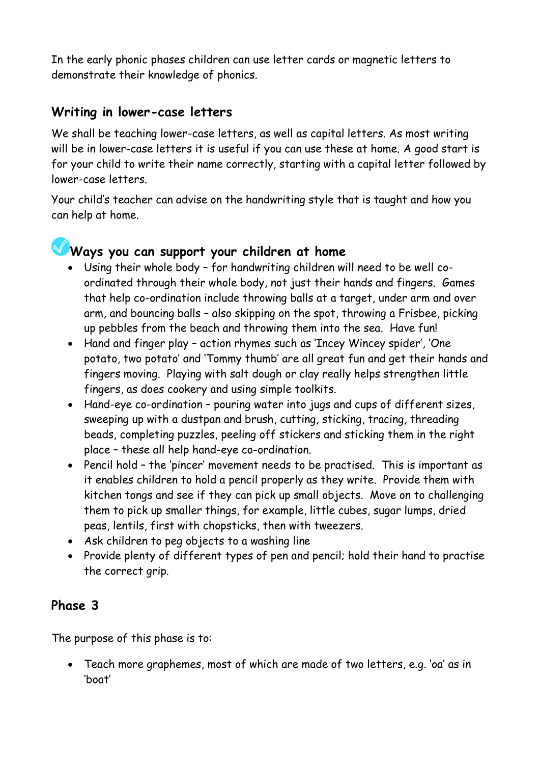In the early phonic phases children can use letter cards or magnetic letters to demonstrate their knowledge of phonics.

## Writing in lower-case letters

We shall be teaching lower-case letters, as well as capital letters. As most writing will be in lower-case letters it is useful if you can use these at home. A good start is for your child to write their name correctly, starting with a capital letter followed by lower-case letters.

Your child's teacher can advise on the handwriting style that is taught and how you can help at home.

## Ways you can support your children at home

- Using their whole body – for handwriting children will need to be well co-ordinated through their whole body, not just their hands and fingers. Games that help co-ordination include throwing balls at a target, under arm and over arm, and bouncing balls – also skipping on the spot, throwing a Frisbee, picking up pebbles from the beach and throwing them into the sea. Have fun!
- Hand and finger play – action rhymes such as 'Incey Wincey spider', 'One potato, two potato' and 'Tommy thumb' are all great fun and get their hands and fingers moving. Playing with salt dough or clay really helps strengthen little fingers, as does cookery and using simple toolkits.
- Hand-eye co-ordination – pouring water into jugs and cups of different sizes, sweeping up with a dustpan and brush, cutting, sticking, tracing, threading beads, completing puzzles, peeling off stickers and sticking them in the right place – these all help hand-eye co-ordination.
- Pencil hold – the 'pincer' movement needs to be practised. This is important as it enables children to hold a pencil properly as they write. Provide them with kitchen tongs and see if they can pick up small objects. Move on to challenging them to pick up smaller things, for example, little cubes, sugar lumps, dried peas, lentils, first with chopsticks, then with tweezers.
- Ask children to peg objects to a washing line
- Provide plenty of different types of pen and pencil; hold their hand to practise the correct grip.

## Phase 3

The purpose of this phase is to:

- Teach more graphemes, most of which are made of two letters, e.g. 'oa' as in 'boat'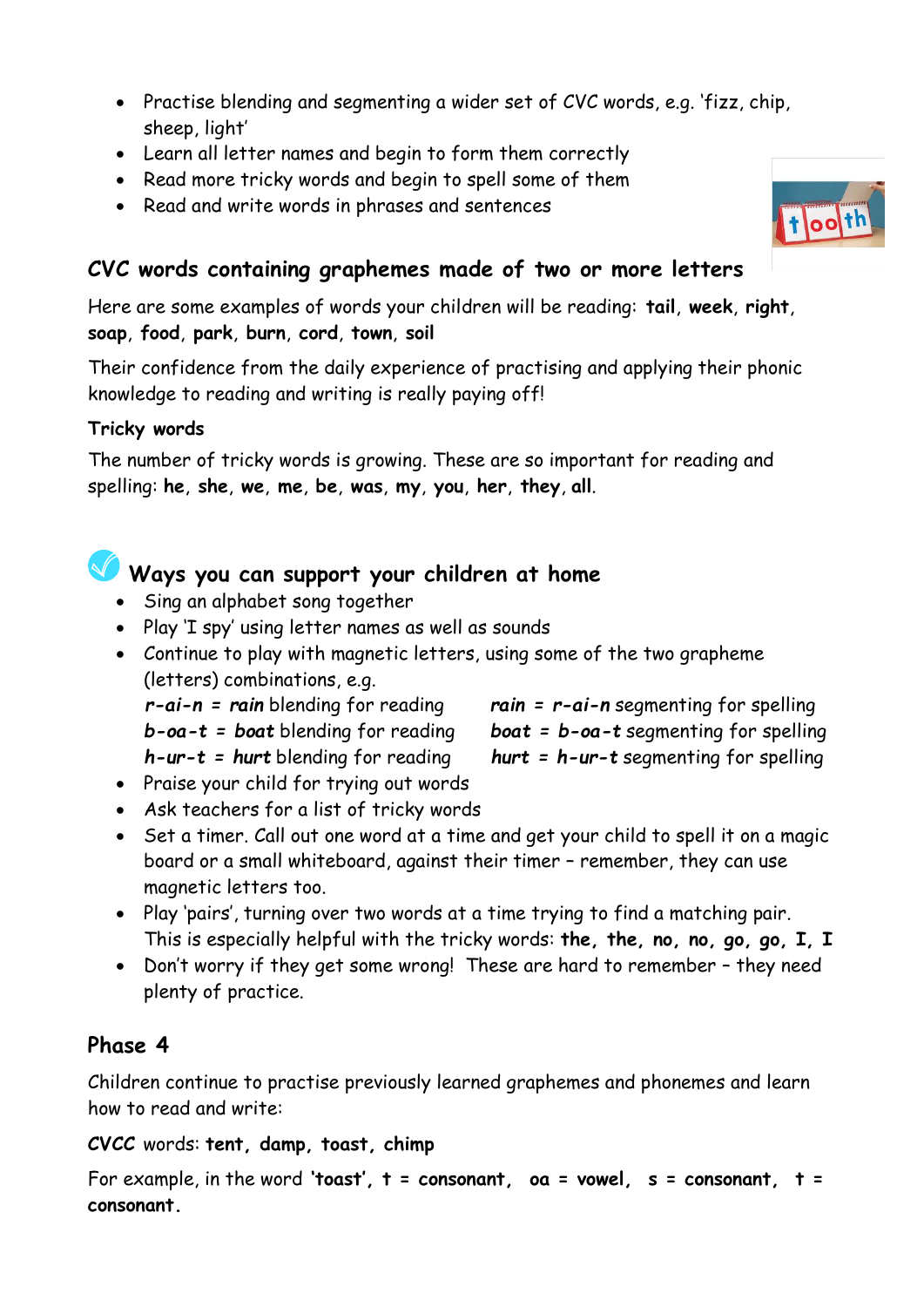- Practise blending and segmenting a wider set of CVC words, e.g. 'fizz, chip, sheep, light'
- Learn all letter names and begin to form them correctly
- Read more tricky words and begin to spell some of them
- Read and write words in phrases and sentences

## CVC words containing graphemes made of two or more letters

Here are some examples of words your children will be reading: **tail**, **week**, **right**, **soap**, **food**, **park**, **burn**, **cord**, **town**, **soil**

Their confidence from the daily experience of practising and applying their phonic knowledge to reading and writing is really paying off!

**Tricky words**

The number of tricky words is growing. These are so important for reading and spelling: **he**, **she**, **we**, **me**, **be**, **was**, **my**, **you**, **her**, **they**, **all**.

## Ways you can support your children at home

- Sing an alphabet song together
- Play 'I spy' using letter names as well as sounds
- Continue to play with magnetic letters, using some of the two grapheme (letters) combinations, e.g.

  ***r-ai-n* = *rain*** blending for reading      ***rain* = *r-ai-n*** segmenting for spelling
  ***b-oa-t* = *boat*** blending for reading      ***boat* = *b-oa-t*** segmenting for spelling
  ***h-ur-t* = *hurt*** blending for reading      ***hurt* = *h-ur-t*** segmenting for spelling
- Praise your child for trying out words
- Ask teachers for a list of tricky words
- Set a timer. Call out one word at a time and get your child to spell it on a magic board or a small whiteboard, against their timer – remember, they can use magnetic letters too.
- Play 'pairs', turning over two words at a time trying to find a matching pair. This is especially helpful with the tricky words: **the, the, no, no, go, go, I, I**
- Don't worry if they get some wrong! These are hard to remember – they need plenty of practice.

## Phase 4

Children continue to practise previously learned graphemes and phonemes and learn how to read and write:

**CVCC** words: **tent, damp, toast, chimp**

For example, in the word **'toast', t = consonant, oa = vowel, s = consonant, t = consonant.**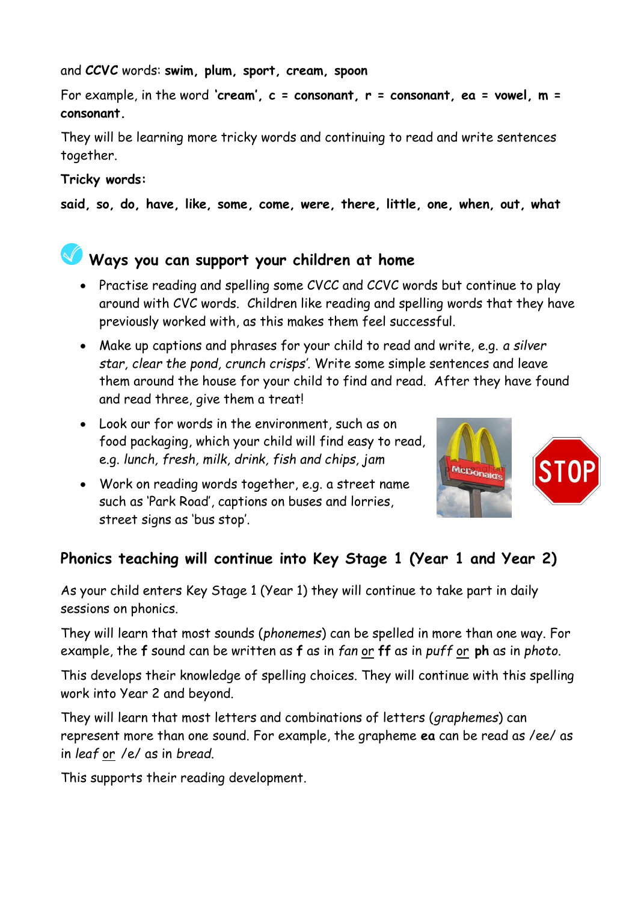and **CCVC** words: **swim, plum, sport, cream, spoon**

For example, in the word **'cream', c = consonant, r = consonant, ea = vowel, m = consonant.**

They will be learning more tricky words and continuing to read and write sentences together.

**Tricky words:**

**said, so, do, have, like, some, come, were, there, little, one, when, out, what**

## Ways you can support your children at home

- Practise reading and spelling some CVCC and CCVC words but continue to play around with CVC words. Children like reading and spelling words that they have previously worked with, as this makes them feel successful.
- Make up captions and phrases for your child to read and write, e.g. *a silver star, clear the pond, crunch crisps'*. Write some simple sentences and leave them around the house for your child to find and read. After they have found and read three, give them a treat!
- Look our for words in the environment, such as on food packaging, which your child will find easy to read, e.g. *lunch, fresh, milk, drink, fish and chips, jam*
- Work on reading words together, e.g. a street name such as 'Park Road', captions on buses and lorries, street signs as 'bus stop'.

## Phonics teaching will continue into Key Stage 1 (Year 1 and Year 2)

As your child enters Key Stage 1 (Year 1) they will continue to take part in daily sessions on phonics.

They will learn that most sounds (*phonemes*) can be spelled in more than one way. For example, the **f** sound can be written as **f** as in *fan* <u>or</u> **ff** as in *puff* <u>or</u> **ph** as in *photo*.

This develops their knowledge of spelling choices. They will continue with this spelling work into Year 2 and beyond.

They will learn that most letters and combinations of letters (*graphemes*) can represent more than one sound. For example, the grapheme **ea** can be read as /ee/ as in *leaf* <u>or</u> /e/ as in *bread*.

This supports their reading development.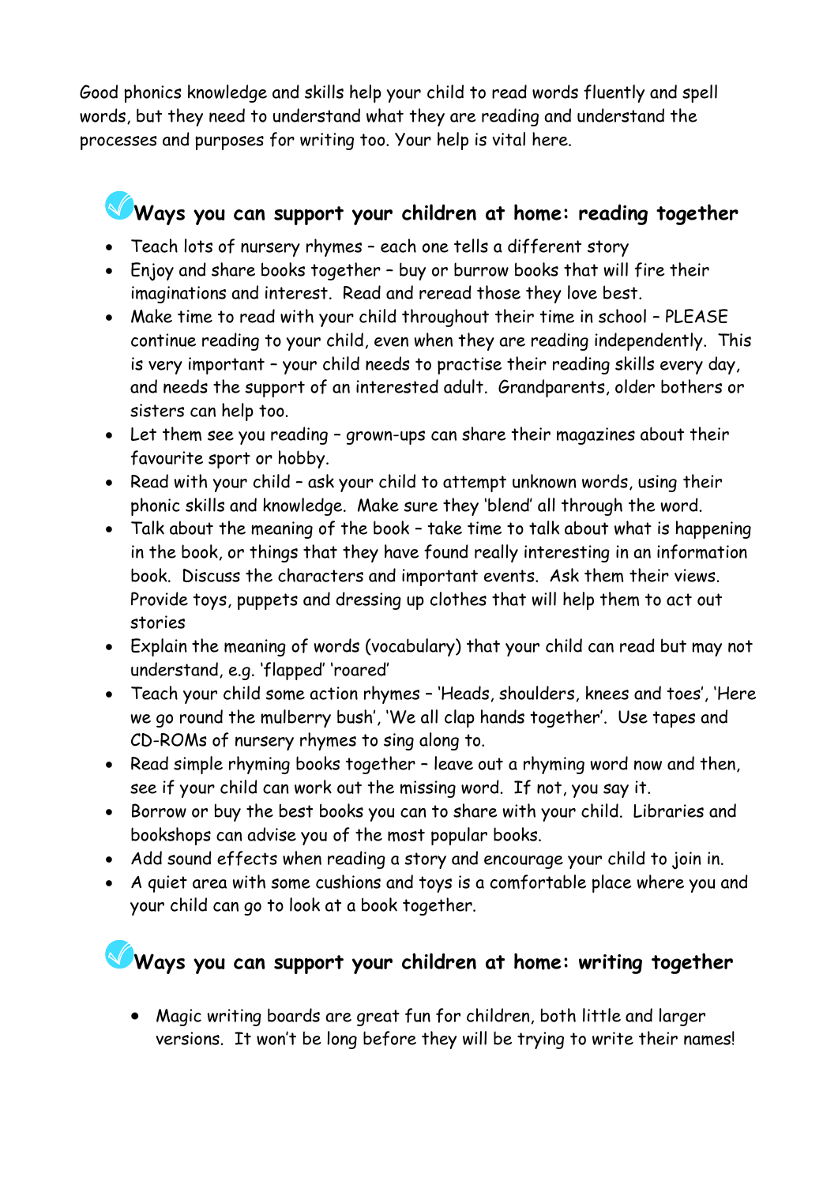Good phonics knowledge and skills help your child to read words fluently and spell words, but they need to understand what they are reading and understand the processes and purposes for writing too. Your help is vital here.

## Ways you can support your children at home: reading together

- Teach lots of nursery rhymes – each one tells a different story
- Enjoy and share books together – buy or burrow books that will fire their imaginations and interest. Read and reread those they love best.
- Make time to read with your child throughout their time in school – PLEASE continue reading to your child, even when they are reading independently. This is very important – your child needs to practise their reading skills every day, and needs the support of an interested adult. Grandparents, older bothers or sisters can help too.
- Let them see you reading – grown-ups can share their magazines about their favourite sport or hobby.
- Read with your child – ask your child to attempt unknown words, using their phonic skills and knowledge. Make sure they 'blend' all through the word.
- Talk about the meaning of the book – take time to talk about what is happening in the book, or things that they have found really interesting in an information book. Discuss the characters and important events. Ask them their views. Provide toys, puppets and dressing up clothes that will help them to act out stories
- Explain the meaning of words (vocabulary) that your child can read but may not understand, e.g. 'flapped' 'roared'
- Teach your child some action rhymes – 'Heads, shoulders, knees and toes', 'Here we go round the mulberry bush', 'We all clap hands together'. Use tapes and CD-ROMs of nursery rhymes to sing along to.
- Read simple rhyming books together – leave out a rhyming word now and then, see if your child can work out the missing word. If not, you say it.
- Borrow or buy the best books you can to share with your child. Libraries and bookshops can advise you of the most popular books.
- Add sound effects when reading a story and encourage your child to join in.
- A quiet area with some cushions and toys is a comfortable place where you and your child can go to look at a book together.

## Ways you can support your children at home: writing together

- Magic writing boards are great fun for children, both little and larger versions. It won't be long before they will be trying to write their names!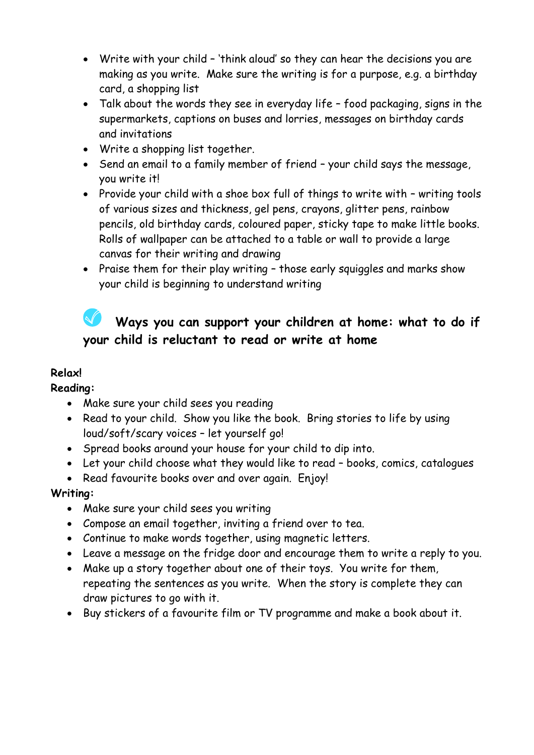- Write with your child – 'think aloud' so they can hear the decisions you are making as you write. Make sure the writing is for a purpose, e.g. a birthday card, a shopping list
- Talk about the words they see in everyday life – food packaging, signs in the supermarkets, captions on buses and lorries, messages on birthday cards and invitations
- Write a shopping list together.
- Send an email to a family member of friend – your child says the message, you write it!
- Provide your child with a shoe box full of things to write with – writing tools of various sizes and thickness, gel pens, crayons, glitter pens, rainbow pencils, old birthday cards, coloured paper, sticky tape to make little books. Rolls of wallpaper can be attached to a table or wall to provide a large canvas for their writing and drawing
- Praise them for their play writing – those early squiggles and marks show your child is beginning to understand writing

## Ways you can support your children at home: what to do if your child is reluctant to read or write at home

**Relax!**

**Reading:**

- Make sure your child sees you reading
- Read to your child. Show you like the book. Bring stories to life by using loud/soft/scary voices – let yourself go!
- Spread books around your house for your child to dip into.
- Let your child choose what they would like to read – books, comics, catalogues
- Read favourite books over and over again. Enjoy!

**Writing:**

- Make sure your child sees you writing
- Compose an email together, inviting a friend over to tea.
- Continue to make words together, using magnetic letters.
- Leave a message on the fridge door and encourage them to write a reply to you.
- Make up a story together about one of their toys. You write for them, repeating the sentences as you write. When the story is complete they can draw pictures to go with it.
- Buy stickers of a favourite film or TV programme and make a book about it.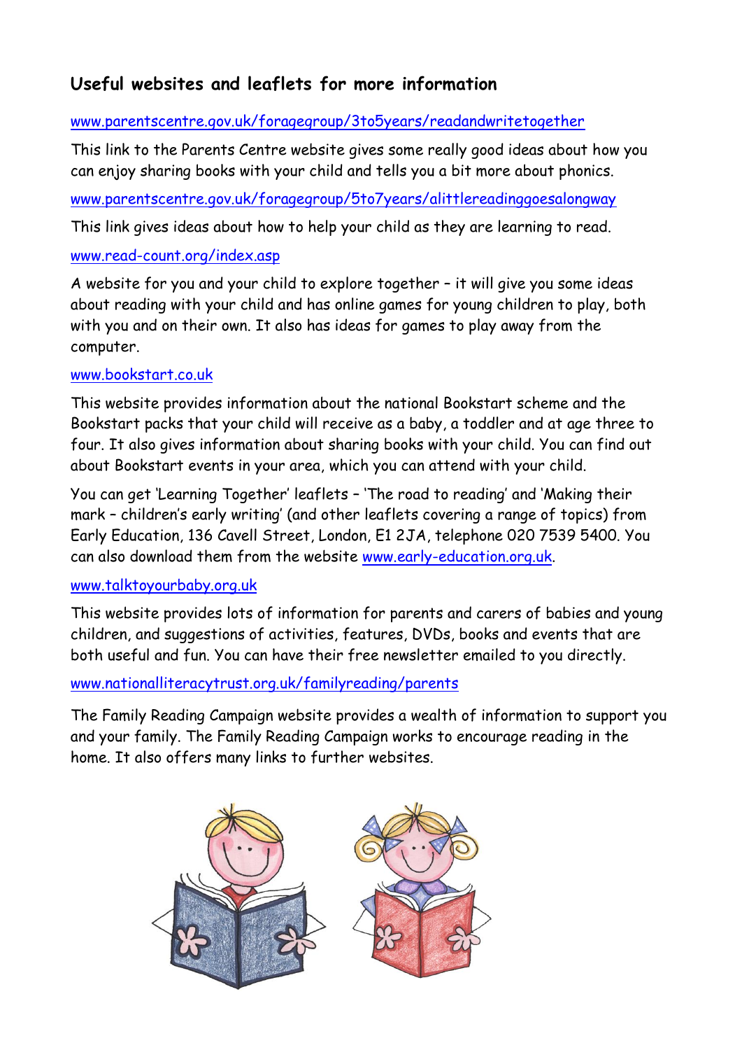## Useful websites and leaflets for more information

www.parentscentre.gov.uk/foragegroup/3to5years/readandwritetogether

This link to the Parents Centre website gives some really good ideas about how you can enjoy sharing books with your child and tells you a bit more about phonics.

www.parentscentre.gov.uk/foragegroup/5to7years/alittlereadinggoesalongway

This link gives ideas about how to help your child as they are learning to read.

www.read-count.org/index.asp

A website for you and your child to explore together – it will give you some ideas about reading with your child and has online games for young children to play, both with you and on their own. It also has ideas for games to play away from the computer.

www.bookstart.co.uk

This website provides information about the national Bookstart scheme and the Bookstart packs that your child will receive as a baby, a toddler and at age three to four. It also gives information about sharing books with your child. You can find out about Bookstart events in your area, which you can attend with your child.

You can get 'Learning Together' leaflets – 'The road to reading' and 'Making their mark – children's early writing' (and other leaflets covering a range of topics) from Early Education, 136 Cavell Street, London, E1 2JA, telephone 020 7539 5400. You can also download them from the website www.early-education.org.uk.

www.talktoyourbaby.org.uk

This website provides lots of information for parents and carers of babies and young children, and suggestions of activities, features, DVDs, books and events that are both useful and fun. You can have their free newsletter emailed to you directly.

www.nationalliteracytrust.org.uk/familyreading/parents

The Family Reading Campaign website provides a wealth of information to support you and your family. The Family Reading Campaign works to encourage reading in the home. It also offers many links to further websites.